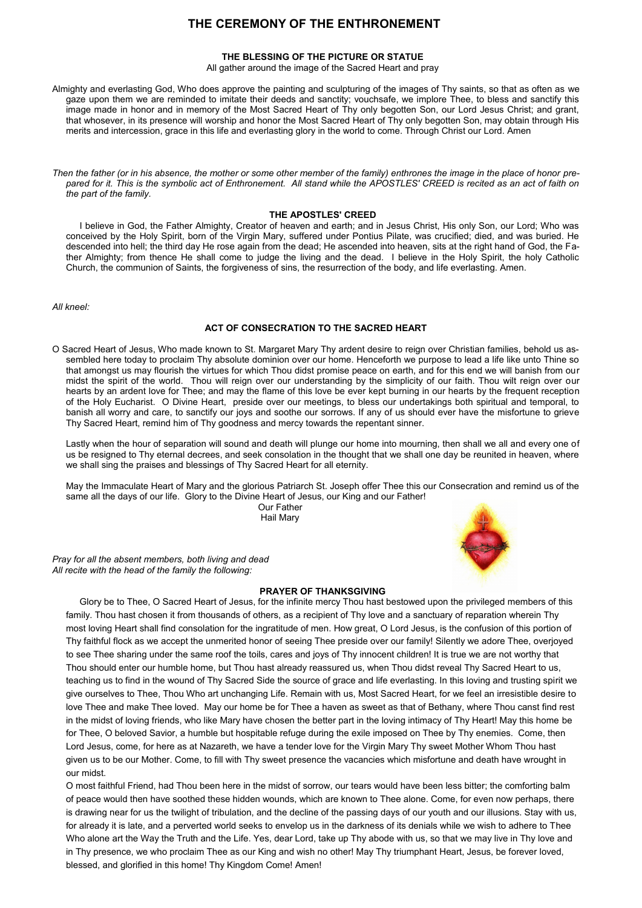# THE CEREMONY OF THE ENTHRONEMENT

### THE BLESSING OF THE PICTURE OR STATUE

All gather around the image of the Sacred Heart and pray

Almighty and everlasting God, Who does approve the painting and sculpturing of the images of Thy saints, so that as often as we gaze upon them we are reminded to imitate their deeds and sanctity; vouchsafe, we implore Thee, to bless and sanctify this image made in honor and in memory of the Most Sacred Heart of Thy only begotten Son, our Lord Jesus Christ; and grant, that whosever, in its presence will worship and honor the Most Sacred Heart of Thy only begotten Son, may obtain through His merits and intercession, grace in this life and everlasting glory in the world to come. Through Christ our Lord. Amen

*Then the father (or in his absence, the mother or some other member of the family) enthrones the image in the place of honor prepared for it. This is the symbolic act of Enthronement. All stand while the APOSTLES' CREED is recited as an act of faith on the part of the family.*

### THE APOSTLES' CREED

I believe in God, the Father Almighty, Creator of heaven and earth; and in Jesus Christ, His only Son, our Lord; Who was conceived by the Holy Spirit, born of the Virgin Mary, suffered under Pontius Pilate, was crucified; died, and was buried. He descended into hell; the third day He rose again from the dead; He ascended into heaven, sits at the right hand of God, the Father Almighty; from thence He shall come to judge the living and the dead. I believe in the Holy Spirit, the holy Catholic Church, the communion of Saints, the forgiveness of sins, the resurrection of the body, and life everlasting. Amen.

*All kneel:*

### ACT OF CONSECRATION TO THE SACRED HEART

O Sacred Heart of Jesus, Who made known to St. Margaret Mary Thy ardent desire to reign over Christian families, behold us assembled here today to proclaim Thy absolute dominion over our home. Henceforth we purpose to lead a life like unto Thine so that amongst us may flourish the virtues for which Thou didst promise peace on earth, and for this end we will banish from our midst the spirit of the world. Thou will reign over our understanding by the simplicity of our faith. Thou wilt reign over our hearts by an ardent love for Thee; and may the flame of this love be ever kept burning in our hearts by the frequent reception of the Holy Eucharist. O Divine Heart, preside over our meetings, to bless our undertakings both spiritual and temporal, to banish all worry and care, to sanctify our joys and soothe our sorrows. If any of us should ever have the misfortune to grieve Thy Sacred Heart, remind him of Thy goodness and mercy towards the repentant sinner.

Lastly when the hour of separation will sound and death will plunge our home into mourning, then shall we all and every one of us be resigned to Thy eternal decrees, and seek consolation in the thought that we shall one day be reunited in heaven, where we shall sing the praises and blessings of Thy Sacred Heart for all eternity.

May the Immaculate Heart of Mary and the glorious Patriarch St. Joseph offer Thee this our Consecration and remind us of the same all the days of our life. Glory to the Divine Heart of Jesus, our King and our Father!

Our Father
Hail Mary

*Pray for all the absent members, both living and dead*
*All recite with the head of the family the following:*

### PRAYER OF THANKSGIVING

Glory be to Thee, O Sacred Heart of Jesus, for the infinite mercy Thou hast bestowed upon the privileged members of this family. Thou hast chosen it from thousands of others, as a recipient of Thy love and a sanctuary of reparation wherein Thy most loving Heart shall find consolation for the ingratitude of men. How great, O Lord Jesus, is the confusion of this portion of Thy faithful flock as we accept the unmerited honor of seeing Thee preside over our family! Silently we adore Thee, overjoyed to see Thee sharing under the same roof the toils, cares and joys of Thy innocent children! It is true we are not worthy that Thou should enter our humble home, but Thou hast already reassured us, when Thou didst reveal Thy Sacred Heart to us, teaching us to find in the wound of Thy Sacred Side the source of grace and life everlasting. In this loving and trusting spirit we give ourselves to Thee, Thou Who art unchanging Life. Remain with us, Most Sacred Heart, for we feel an irresistible desire to love Thee and make Thee loved. May our home be for Thee a haven as sweet as that of Bethany, where Thou canst find rest in the midst of loving friends, who like Mary have chosen the better part in the loving intimacy of Thy Heart! May this home be for Thee, O beloved Savior, a humble but hospitable refuge during the exile imposed on Thee by Thy enemies. Come, then Lord Jesus, come, for here as at Nazareth, we have a tender love for the Virgin Mary Thy sweet Mother Whom Thou hast given us to be our Mother. Come, to fill with Thy sweet presence the vacancies which misfortune and death have wrought in our midst.

O most faithful Friend, had Thou been here in the midst of sorrow, our tears would have been less bitter; the comforting balm of peace would then have soothed these hidden wounds, which are known to Thee alone. Come, for even now perhaps, there is drawing near for us the twilight of tribulation, and the decline of the passing days of our youth and our illusions. Stay with us, for already it is late, and a perverted world seeks to envelop us in the darkness of its denials while we wish to adhere to Thee Who alone art the Way the Truth and the Life. Yes, dear Lord, take up Thy abode with us, so that we may live in Thy love and in Thy presence, we who proclaim Thee as our King and wish no other! May Thy triumphant Heart, Jesus, be forever loved, blessed, and glorified in this home! Thy Kingdom Come! Amen!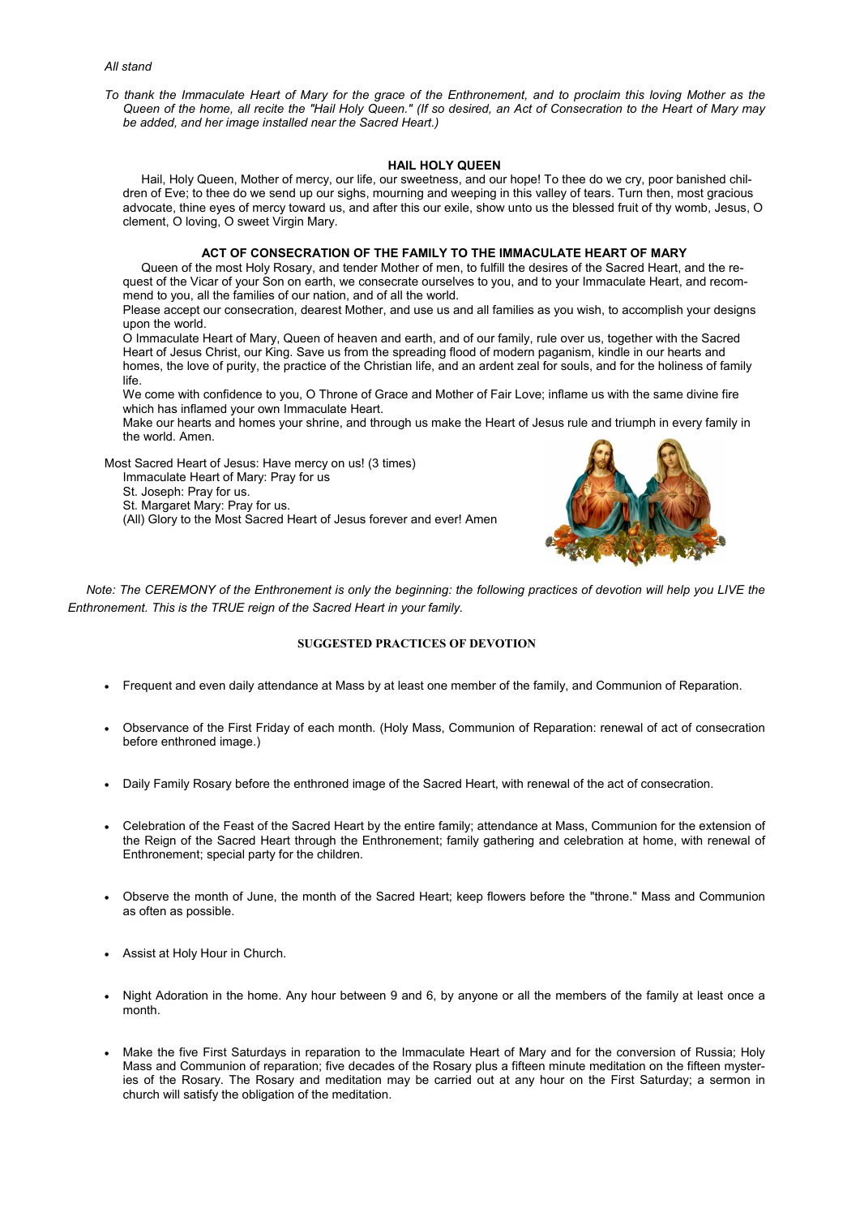*All stand*

*To thank the Immaculate Heart of Mary for the grace of the Enthronement, and to proclaim this loving Mother as the Queen of the home, all recite the "Hail Holy Queen." (If so desired, an Act of Consecration to the Heart of Mary may be added, and her image installed near the Sacred Heart.)*

**HAIL HOLY QUEEN**

Hail, Holy Queen, Mother of mercy, our life, our sweetness, and our hope! To thee do we cry, poor banished children of Eve; to thee do we send up our sighs, mourning and weeping in this valley of tears. Turn then, most gracious advocate, thine eyes of mercy toward us, and after this our exile, show unto us the blessed fruit of thy womb, Jesus, O clement, O loving, O sweet Virgin Mary.

**ACT OF CONSECRATION OF THE FAMILY TO THE IMMACULATE HEART OF MARY**

Queen of the most Holy Rosary, and tender Mother of men, to fulfill the desires of the Sacred Heart, and the request of the Vicar of your Son on earth, we consecrate ourselves to you, and to your Immaculate Heart, and recommend to you, all the families of our nation, and of all the world.

Please accept our consecration, dearest Mother, and use us and all families as you wish, to accomplish your designs upon the world.

O Immaculate Heart of Mary, Queen of heaven and earth, and of our family, rule over us, together with the Sacred Heart of Jesus Christ, our King. Save us from the spreading flood of modern paganism, kindle in our hearts and homes, the love of purity, the practice of the Christian life, and an ardent zeal for souls, and for the holiness of family life.

We come with confidence to you, O Throne of Grace and Mother of Fair Love; inflame us with the same divine fire which has inflamed your own Immaculate Heart.

Make our hearts and homes your shrine, and through us make the Heart of Jesus rule and triumph in every family in the world. Amen.

Most Sacred Heart of Jesus: Have mercy on us! (3 times)
Immaculate Heart of Mary: Pray for us
St. Joseph: Pray for us.
St. Margaret Mary: Pray for us.
(All) Glory to the Most Sacred Heart of Jesus forever and ever! Amen

*Note: The CEREMONY of the Enthronement is only the beginning: the following practices of devotion will help you LIVE the Enthronement. This is the TRUE reign of the Sacred Heart in your family.*

**SUGGESTED PRACTICES OF DEVOTION**

- Frequent and even daily attendance at Mass by at least one member of the family, and Communion of Reparation.
- Observance of the First Friday of each month. (Holy Mass, Communion of Reparation: renewal of act of consecration before enthroned image.)
- Daily Family Rosary before the enthroned image of the Sacred Heart, with renewal of the act of consecration.
- Celebration of the Feast of the Sacred Heart by the entire family; attendance at Mass, Communion for the extension of the Reign of the Sacred Heart through the Enthronement; family gathering and celebration at home, with renewal of Enthronement; special party for the children.
- Observe the month of June, the month of the Sacred Heart; keep flowers before the "throne." Mass and Communion as often as possible.
- Assist at Holy Hour in Church.
- Night Adoration in the home. Any hour between 9 and 6, by anyone or all the members of the family at least once a month.
- Make the five First Saturdays in reparation to the Immaculate Heart of Mary and for the conversion of Russia; Holy Mass and Communion of reparation; five decades of the Rosary plus a fifteen minute meditation on the fifteen mysteries of the Rosary. The Rosary and meditation may be carried out at any hour on the First Saturday; a sermon in church will satisfy the obligation of the meditation.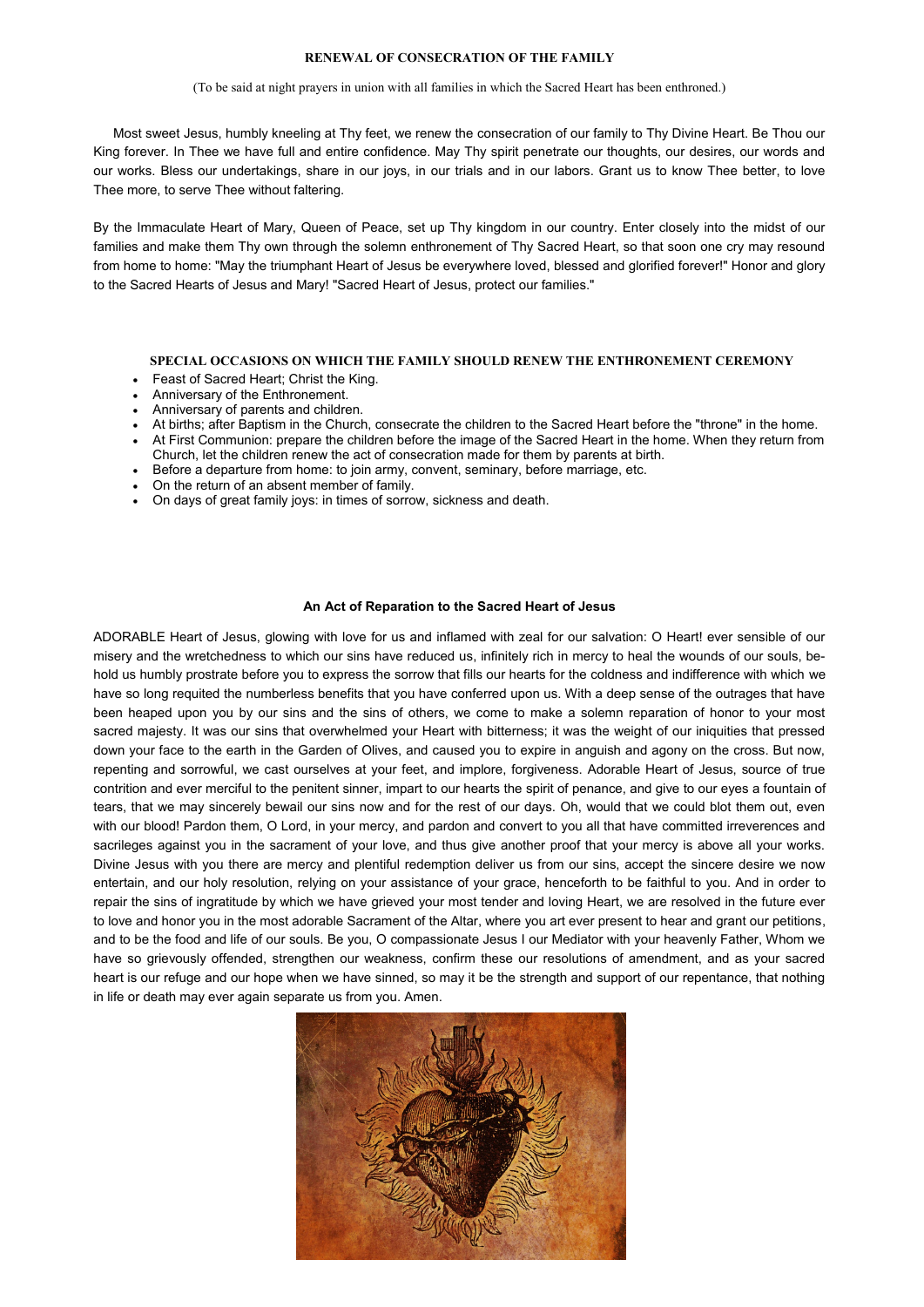## RENEWAL OF CONSECRATION OF THE FAMILY

(To be said at night prayers in union with all families in which the Sacred Heart has been enthroned.)

Most sweet Jesus, humbly kneeling at Thy feet, we renew the consecration of our family to Thy Divine Heart. Be Thou our King forever. In Thee we have full and entire confidence. May Thy spirit penetrate our thoughts, our desires, our words and our works. Bless our undertakings, share in our joys, in our trials and in our labors. Grant us to know Thee better, to love Thee more, to serve Thee without faltering.

By the Immaculate Heart of Mary, Queen of Peace, set up Thy kingdom in our country. Enter closely into the midst of our families and make them Thy own through the solemn enthronement of Thy Sacred Heart, so that soon one cry may resound from home to home: "May the triumphant Heart of Jesus be everywhere loved, blessed and glorified forever!" Honor and glory to the Sacred Hearts of Jesus and Mary! "Sacred Heart of Jesus, protect our families."

### SPECIAL OCCASIONS ON WHICH THE FAMILY SHOULD RENEW THE ENTHRONEMENT CEREMONY

- Feast of Sacred Heart; Christ the King.
- Anniversary of the Enthronement.
- Anniversary of parents and children.
- At births; after Baptism in the Church, consecrate the children to the Sacred Heart before the "throne" in the home.
- At First Communion: prepare the children before the image of the Sacred Heart in the home. When they return from Church, let the children renew the act of consecration made for them by parents at birth.
- Before a departure from home: to join army, convent, seminary, before marriage, etc.
- On the return of an absent member of family.
- On days of great family joys: in times of sorrow, sickness and death.

### An Act of Reparation to the Sacred Heart of Jesus

ADORABLE Heart of Jesus, glowing with love for us and inflamed with zeal for our salvation: O Heart! ever sensible of our misery and the wretchedness to which our sins have reduced us, infinitely rich in mercy to heal the wounds of our souls, behold us humbly prostrate before you to express the sorrow that fills our hearts for the coldness and indifference with which we have so long requited the numberless benefits that you have conferred upon us. With a deep sense of the outrages that have been heaped upon you by our sins and the sins of others, we come to make a solemn reparation of honor to your most sacred majesty. It was our sins that overwhelmed your Heart with bitterness; it was the weight of our iniquities that pressed down your face to the earth in the Garden of Olives, and caused you to expire in anguish and agony on the cross. But now, repenting and sorrowful, we cast ourselves at your feet, and implore, forgiveness. Adorable Heart of Jesus, source of true contrition and ever merciful to the penitent sinner, impart to our hearts the spirit of penance, and give to our eyes a fountain of tears, that we may sincerely bewail our sins now and for the rest of our days. Oh, would that we could blot them out, even with our blood! Pardon them, O Lord, in your mercy, and pardon and convert to you all that have committed irreverences and sacrileges against you in the sacrament of your love, and thus give another proof that your mercy is above all your works. Divine Jesus with you there are mercy and plentiful redemption deliver us from our sins, accept the sincere desire we now entertain, and our holy resolution, relying on your assistance of your grace, henceforth to be faithful to you. And in order to repair the sins of ingratitude by which we have grieved your most tender and loving Heart, we are resolved in the future ever to love and honor you in the most adorable Sacrament of the Altar, where you art ever present to hear and grant our petitions, and to be the food and life of our souls. Be you, O compassionate Jesus I our Mediator with your heavenly Father, Whom we have so grievously offended, strengthen our weakness, confirm these our resolutions of amendment, and as your sacred heart is our refuge and our hope when we have sinned, so may it be the strength and support of our repentance, that nothing in life or death may ever again separate us from you. Amen.